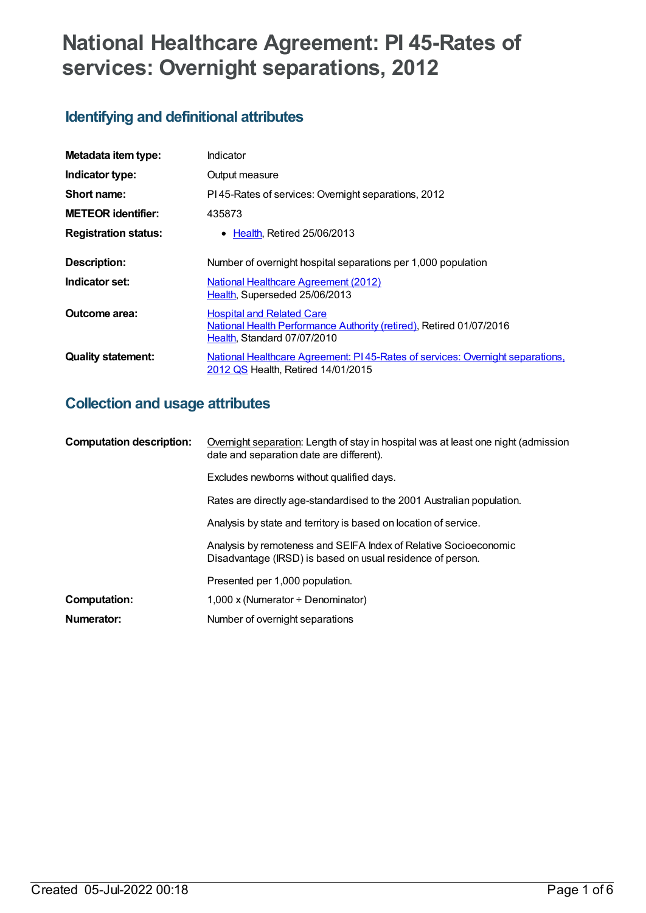# National Healthcare Agreement: PI 45-Rates of services: Overnight separations, 2012

## Identifying and definitional attributes

| | |
|---|---|
| **Metadata item type:** | Indicator |
| **Indicator type:** | Output measure |
| **Short name:** | PI 45-Rates of services: Overnight separations, 2012 |
| **METEOR identifier:** | 435873 |
| **Registration status:** | • Health, Retired 25/06/2013 |
| **Description:** | Number of overnight hospital separations per 1,000 population |
| **Indicator set:** | National Healthcare Agreement (2012)<br>Health, Superseded 25/06/2013 |
| **Outcome area:** | Hospital and Related Care<br>National Health Performance Authority (retired), Retired 01/07/2016<br>Health, Standard 07/07/2010 |
| **Quality statement:** | National Healthcare Agreement: PI 45-Rates of services: Overnight separations, 2012 QS Health, Retired 14/01/2015 |

## Collection and usage attributes

| | |
|---|---|
| **Computation description:** | Overnight separation: Length of stay in hospital was at least one night (admission date and separation date are different).<br><br>Excludes newborns without qualified days.<br><br>Rates are directly age-standardised to the 2001 Australian population.<br><br>Analysis by state and territory is based on location of service.<br><br>Analysis by remoteness and SEIFA Index of Relative Socioeconomic Disadvantage (IRSD) is based on usual residence of person.<br><br>Presented per 1,000 population. |
| **Computation:** | 1,000 x (Numerator ÷ Denominator) |
| **Numerator:** | Number of overnight separations |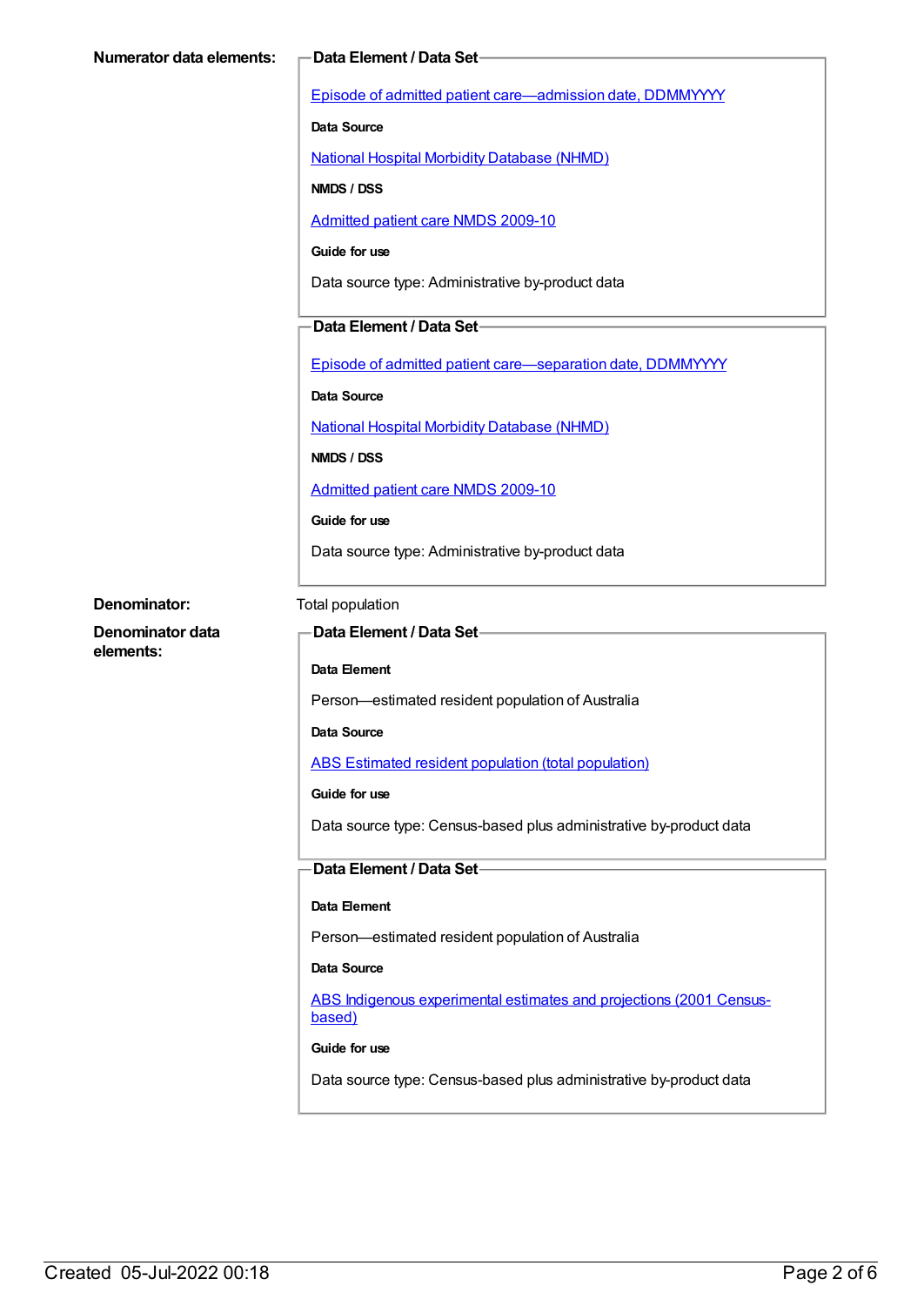**Numerator data elements:**

**Data Element / Data Set**

Episode of admitted patient care—admission date, DDMMYYYY

**Data Source**

National Hospital Morbidity Database (NHMD)

**NMDS / DSS**

Admitted patient care NMDS 2009-10

**Guide for use**

Data source type: Administrative by-product data

**Data Element / Data Set**

Episode of admitted patient care—separation date, DDMMYYYY

**Data Source**

National Hospital Morbidity Database (NHMD)

**NMDS / DSS**

Admitted patient care NMDS 2009-10

**Guide for use**

Data source type: Administrative by-product data

**Denominator:** Total population

**Denominator data elements:**

**Data Element / Data Set**

**Data Element**

Person—estimated resident population of Australia

**Data Source**

ABS Estimated resident population (total population)

**Guide for use**

Data source type: Census-based plus administrative by-product data

**Data Element / Data Set**

**Data Element**

Person—estimated resident population of Australia

**Data Source**

ABS Indigenous experimental estimates and projections (2001 Census-based)

**Guide for use**

Data source type: Census-based plus administrative by-product data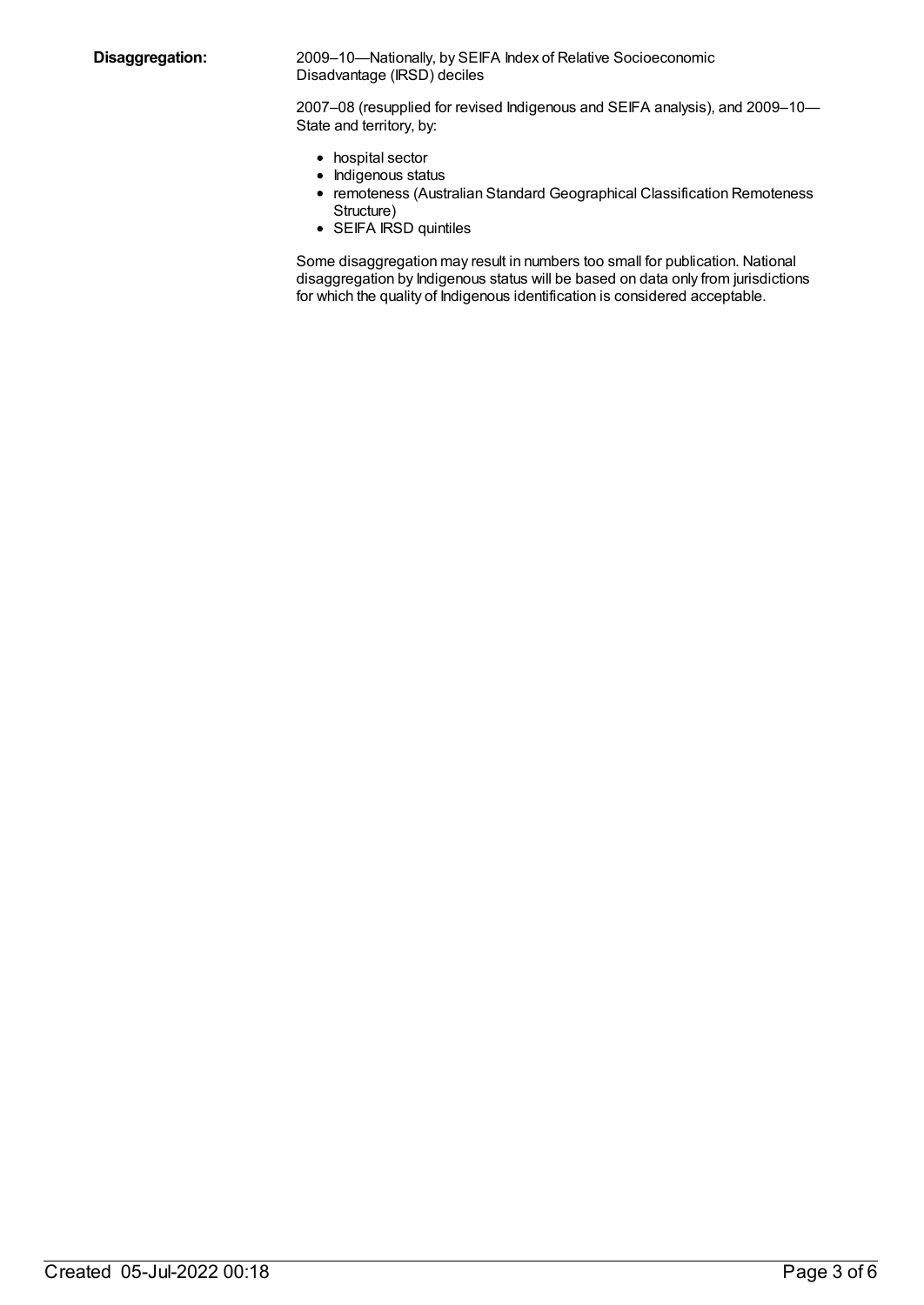**Disaggregation:**

2009–10—Nationally, by SEIFA Index of Relative Socioeconomic Disadvantage (IRSD) deciles

2007–08 (resupplied for revised Indigenous and SEIFA analysis), and 2009–10—State and territory, by:

- hospital sector
- Indigenous status
- remoteness (Australian Standard Geographical Classification Remoteness Structure)
- SEIFA IRSD quintiles

Some disaggregation may result in numbers too small for publication. National disaggregation by Indigenous status will be based on data only from jurisdictions for which the quality of Indigenous identification is considered acceptable.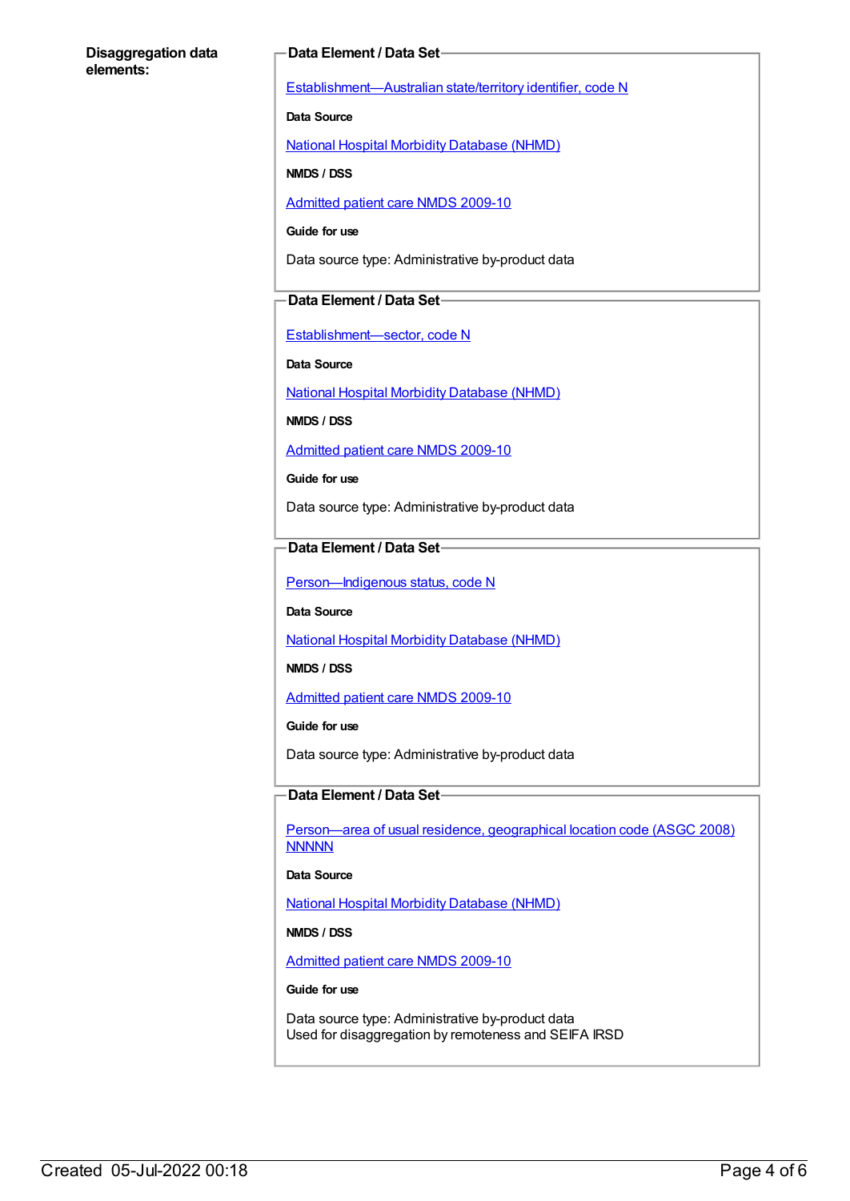**Disaggregation data elements:**

**Data Element / Data Set**

Establishment—Australian state/territory identifier, code N

**Data Source**

National Hospital Morbidity Database (NHMD)

**NMDS / DSS**

Admitted patient care NMDS 2009-10

**Guide for use**

Data source type: Administrative by-product data

**Data Element / Data Set**

Establishment—sector, code N

**Data Source**

National Hospital Morbidity Database (NHMD)

**NMDS / DSS**

Admitted patient care NMDS 2009-10

**Guide for use**

Data source type: Administrative by-product data

**Data Element / Data Set**

Person—Indigenous status, code N

**Data Source**

National Hospital Morbidity Database (NHMD)

**NMDS / DSS**

Admitted patient care NMDS 2009-10

**Guide for use**

Data source type: Administrative by-product data

**Data Element / Data Set**

Person—area of usual residence, geographical location code (ASGC 2008) NNNNN

**Data Source**

National Hospital Morbidity Database (NHMD)

**NMDS / DSS**

Admitted patient care NMDS 2009-10

**Guide for use**

Data source type: Administrative by-product data
Used for disaggregation by remoteness and SEIFA IRSD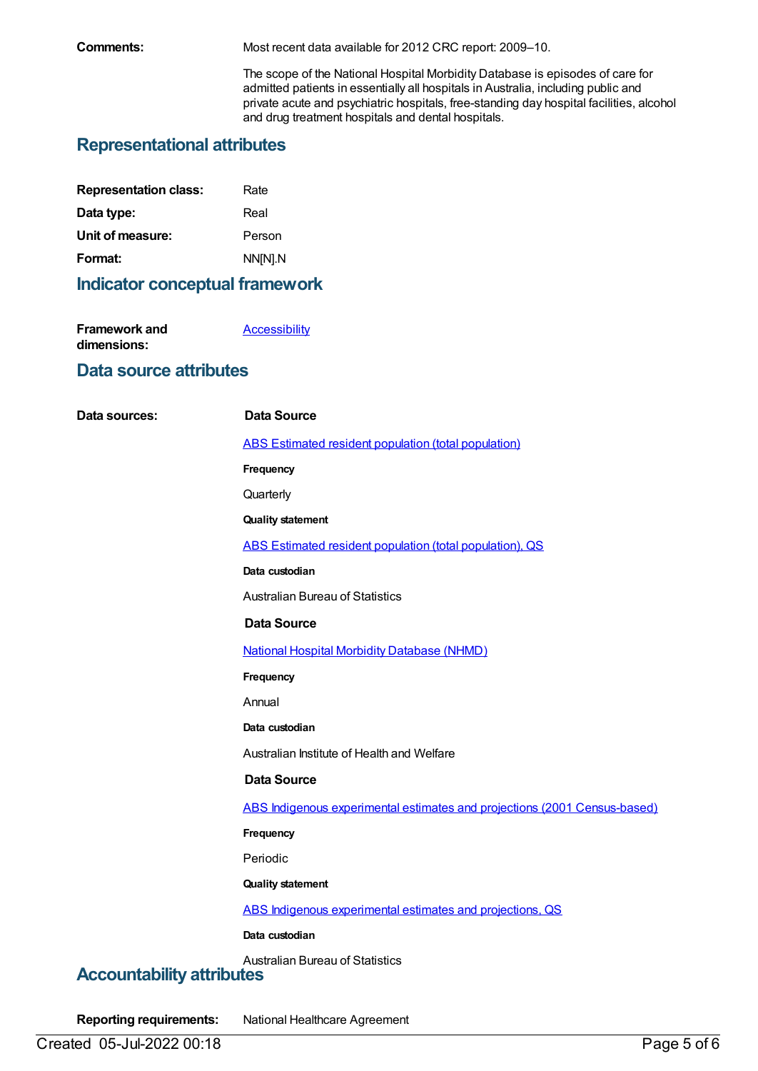**Comments:** Most recent data available for 2012 CRC report: 2009–10.

The scope of the National Hospital Morbidity Database is episodes of care for admitted patients in essentially all hospitals in Australia, including public and private acute and psychiatric hospitals, free-standing day hospital facilities, alcohol and drug treatment hospitals and dental hospitals.

## Representational attributes

**Representation class:** Rate

**Data type:** Real

**Unit of measure:** Person

**Format:** NN[N].N

## Indicator conceptual framework

**Framework and dimensions:** Accessibility

## Data source attributes

**Data sources:**

**Data Source**

ABS Estimated resident population (total population)

**Frequency**

Quarterly

**Quality statement**

ABS Estimated resident population (total population), QS

**Data custodian**

Australian Bureau of Statistics

**Data Source**

National Hospital Morbidity Database (NHMD)

**Frequency**

Annual

**Data custodian**

Australian Institute of Health and Welfare

**Data Source**

ABS Indigenous experimental estimates and projections (2001 Census-based)

**Frequency**

Periodic

**Quality statement**

ABS Indigenous experimental estimates and projections, QS

**Data custodian**

Australian Bureau of Statistics

## Accountability attributes

**Reporting requirements:** National Healthcare Agreement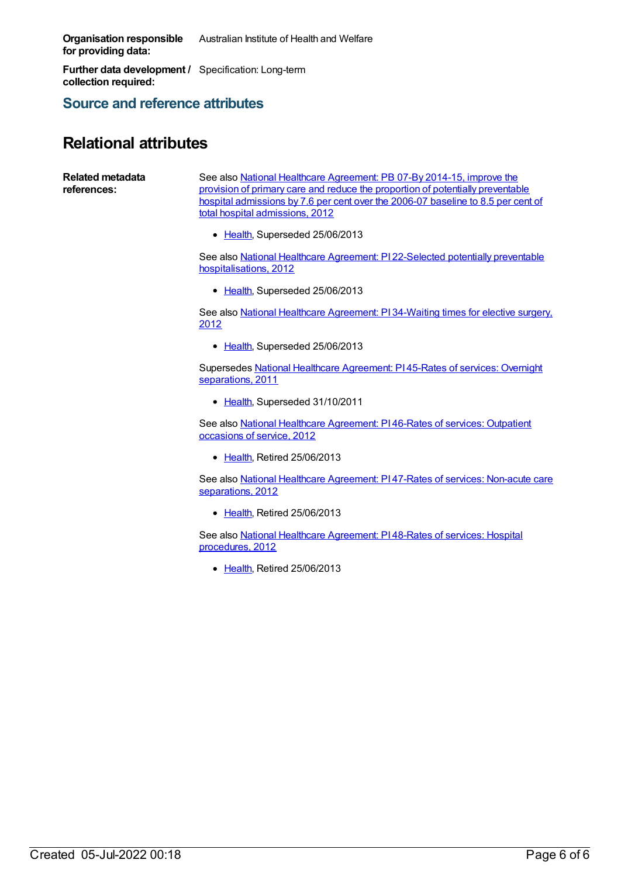**Organisation responsible for providing data:** Australian Institute of Health and Welfare

**Further data development / collection required:** Specification: Long-term

## Source and reference attributes

# Relational attributes

**Related metadata references:**

See also National Healthcare Agreement: PB 07-By 2014-15, improve the provision of primary care and reduce the proportion of potentially preventable hospital admissions by 7.6 per cent over the 2006-07 baseline to 8.5 per cent of total hospital admissions, 2012

- Health, Superseded 25/06/2013

See also National Healthcare Agreement: PI 22-Selected potentially preventable hospitalisations, 2012

- Health, Superseded 25/06/2013

See also National Healthcare Agreement: PI 34-Waiting times for elective surgery, 2012

- Health, Superseded 25/06/2013

Supersedes National Healthcare Agreement: PI 45-Rates of services: Overnight separations, 2011

- Health, Superseded 31/10/2011

See also National Healthcare Agreement: PI 46-Rates of services: Outpatient occasions of service, 2012

- Health, Retired 25/06/2013

See also National Healthcare Agreement: PI 47-Rates of services: Non-acute care separations, 2012

- Health, Retired 25/06/2013

See also National Healthcare Agreement: PI 48-Rates of services: Hospital procedures, 2012

- Health, Retired 25/06/2013